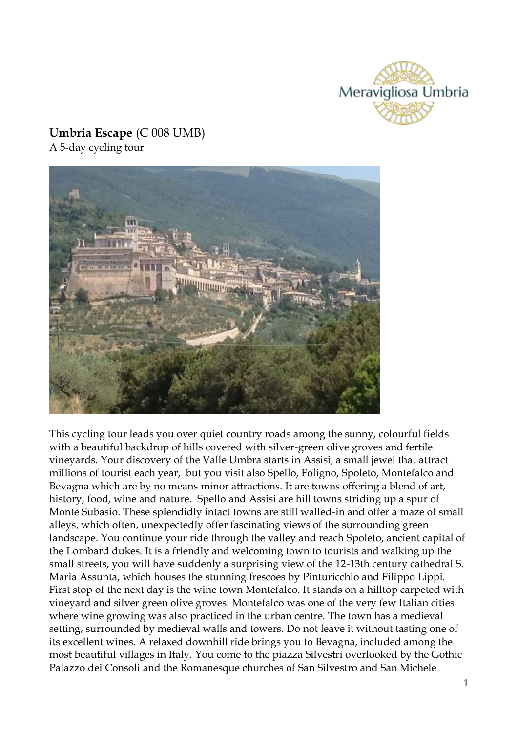**Umbria Escape** (C 008 UMB)
A 5-day cycling tour

This cycling tour leads you over quiet country roads among the sunny, colourful fields with a beautiful backdrop of hills covered with silver-green olive groves and fertile vineyards. Your discovery of the Valle Umbra starts in Assisi, a small jewel that attract millions of tourist each year, but you visit also Spello, Foligno, Spoleto, Montefalco and Bevagna which are by no means minor attractions. It are towns offering a blend of art, history, food, wine and nature. Spello and Assisi are hill towns striding up a spur of Monte Subasio. These splendidly intact towns are still walled-in and offer a maze of small alleys, which often, unexpectedly offer fascinating views of the surrounding green landscape. You continue your ride through the valley and reach Spoleto, ancient capital of the Lombard dukes. It is a friendly and welcoming town to tourists and walking up the small streets, you will have suddenly a surprising view of the 12-13th century cathedral S. Maria Assunta, which houses the stunning frescoes by Pinturicchio and Filippo Lippi. First stop of the next day is the wine town Montefalco. It stands on a hilltop carpeted with vineyard and silver green olive groves. Montefalco was one of the very few Italian cities where wine growing was also practiced in the urban centre. The town has a medieval setting, surrounded by medieval walls and towers. Do not leave it without tasting one of its excellent wines. A relaxed downhill ride brings you to Bevagna, included among the most beautiful villages in Italy. You come to the piazza Silvestri overlooked by the Gothic Palazzo dei Consoli and the Romanesque churches of San Silvestro and San Michele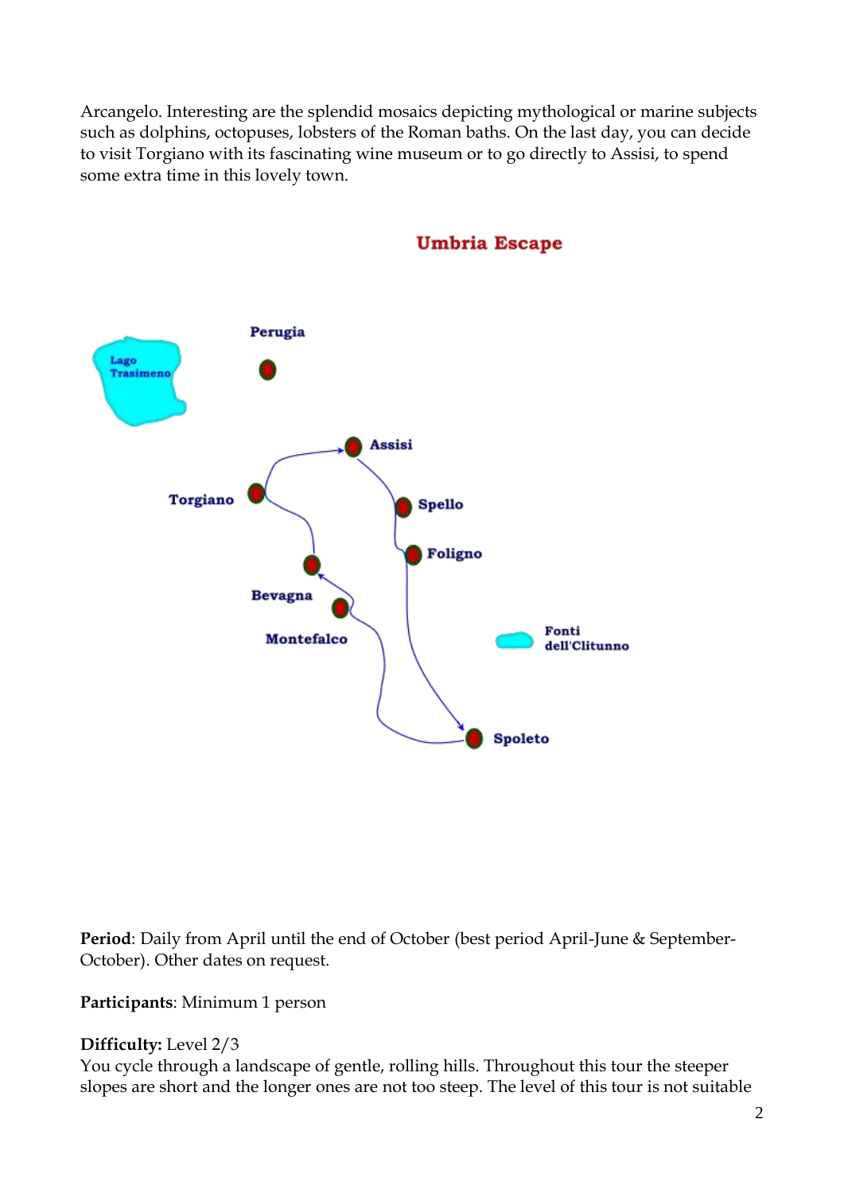Arcangelo. Interesting are the splendid mosaics depicting mythological or marine subjects such as dolphins, octopuses, lobsters of the Roman baths. On the last day, you can decide to visit Torgiano with its fascinating wine museum or to go directly to Assisi, to spend some extra time in this lovely town.

## Umbria Escape

Lago Trasimeno

Perugia

Assisi

Torgiano

Spello

Foligno

Bevagna

Montefalco

Fonti dell'Clitunno

Spoleto

**Period**: Daily from April until the end of October (best period April-June & September-October). Other dates on request.

**Participants**: Minimum 1 person

**Difficulty:** Level 2/3
You cycle through a landscape of gentle, rolling hills. Throughout this tour the steeper slopes are short and the longer ones are not too steep. The level of this tour is not suitable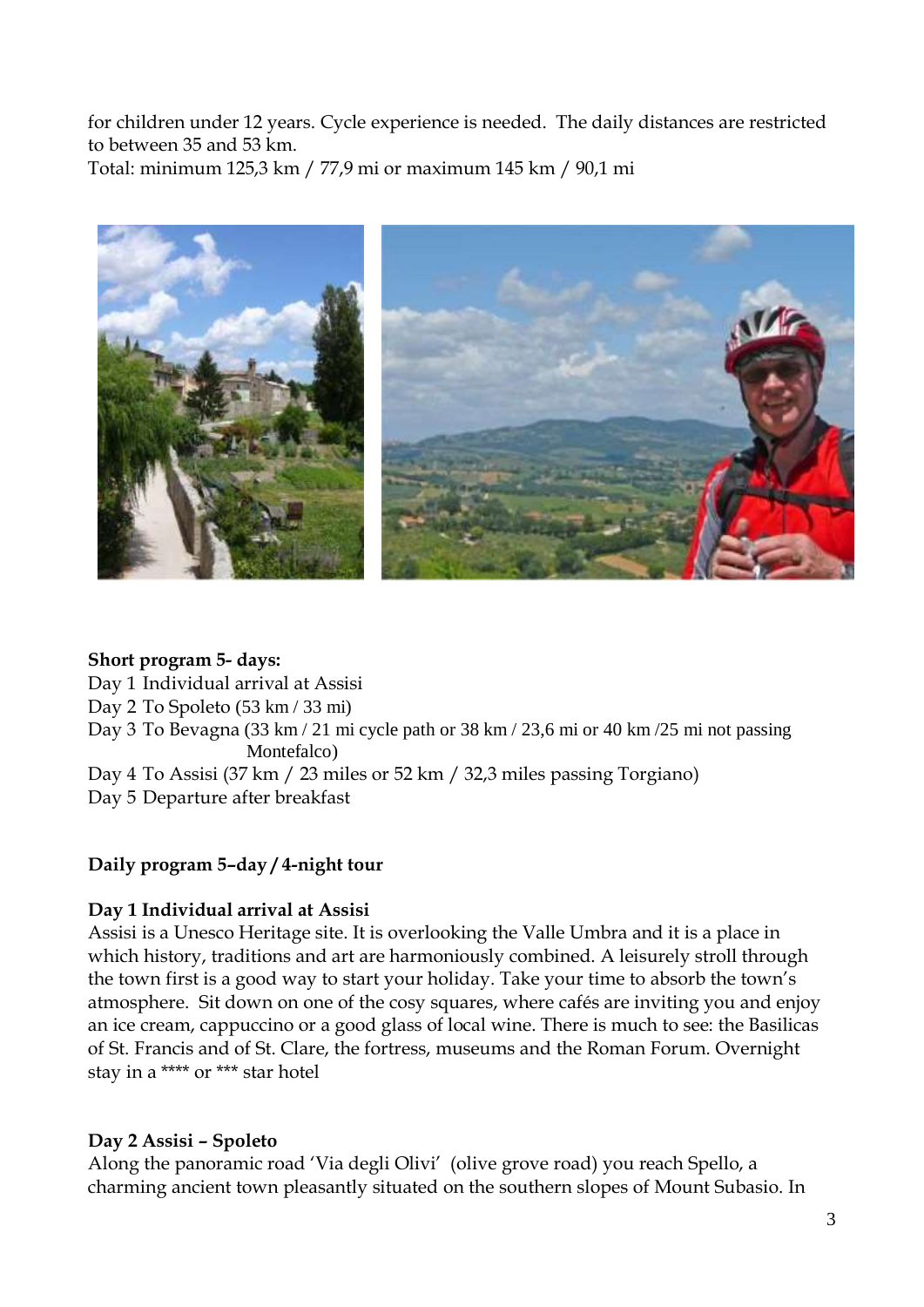for children under 12 years. Cycle experience is needed. The daily distances are restricted to between 35 and 53 km.
Total: minimum 125,3 km / 77,9 mi or maximum 145 km / 90,1 mi

**Short program 5- days:**

Day 1 Individual arrival at Assisi
Day 2 To Spoleto (53 km / 33 mi)
Day 3 To Bevagna (33 km / 21 mi cycle path or 38 km / 23,6 mi or 40 km /25 mi not passing Montefalco)
Day 4 To Assisi (37 km / 23 miles or 52 km / 32,3 miles passing Torgiano)
Day 5 Departure after breakfast

**Daily program 5–day / 4-night tour**

**Day 1 Individual arrival at Assisi**

Assisi is a Unesco Heritage site. It is overlooking the Valle Umbra and it is a place in which history, traditions and art are harmoniously combined. A leisurely stroll through the town first is a good way to start your holiday. Take your time to absorb the town's atmosphere. Sit down on one of the cosy squares, where cafés are inviting you and enjoy an ice cream, cappuccino or a good glass of local wine. There is much to see: the Basilicas of St. Francis and of St. Clare, the fortress, museums and the Roman Forum. Overnight stay in a **** or *** star hotel

**Day 2 Assisi – Spoleto**

Along the panoramic road 'Via degli Olivi' (olive grove road) you reach Spello, a charming ancient town pleasantly situated on the southern slopes of Mount Subasio. In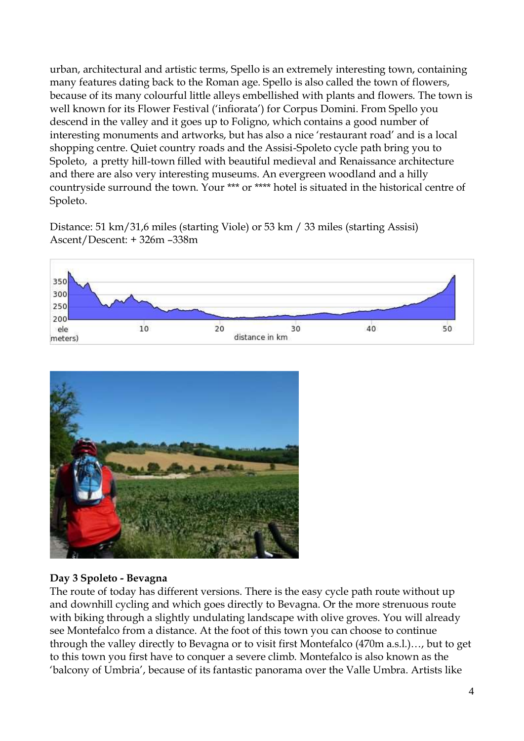urban, architectural and artistic terms, Spello is an extremely interesting town, containing many features dating back to the Roman age. Spello is also called the town of flowers, because of its many colourful little alleys embellished with plants and flowers. The town is well known for its Flower Festival ('infiorata') for Corpus Domini. From Spello you descend in the valley and it goes up to Foligno, which contains a good number of interesting monuments and artworks, but has also a nice 'restaurant road' and is a local shopping centre. Quiet country roads and the Assisi-Spoleto cycle path bring you to Spoleto, a pretty hill-town filled with beautiful medieval and Renaissance architecture and there are also very interesting museums. An evergreen woodland and a hilly countryside surround the town. Your *** or **** hotel is situated in the historical centre of Spoleto.

Distance: 51 km/31,6 miles (starting Viole) or 53 km / 33 miles (starting Assisi)
Ascent/Descent: + 326m –338m

**Day 3 Spoleto - Bevagna**

The route of today has different versions. There is the easy cycle path route without up and downhill cycling and which goes directly to Bevagna. Or the more strenuous route with biking through a slightly undulating landscape with olive groves. You will already see Montefalco from a distance. At the foot of this town you can choose to continue through the valley directly to Bevagna or to visit first Montefalco (470m a.s.l.)…, but to get to this town you first have to conquer a severe climb. Montefalco is also known as the 'balcony of Umbria', because of its fantastic panorama over the Valle Umbra. Artists like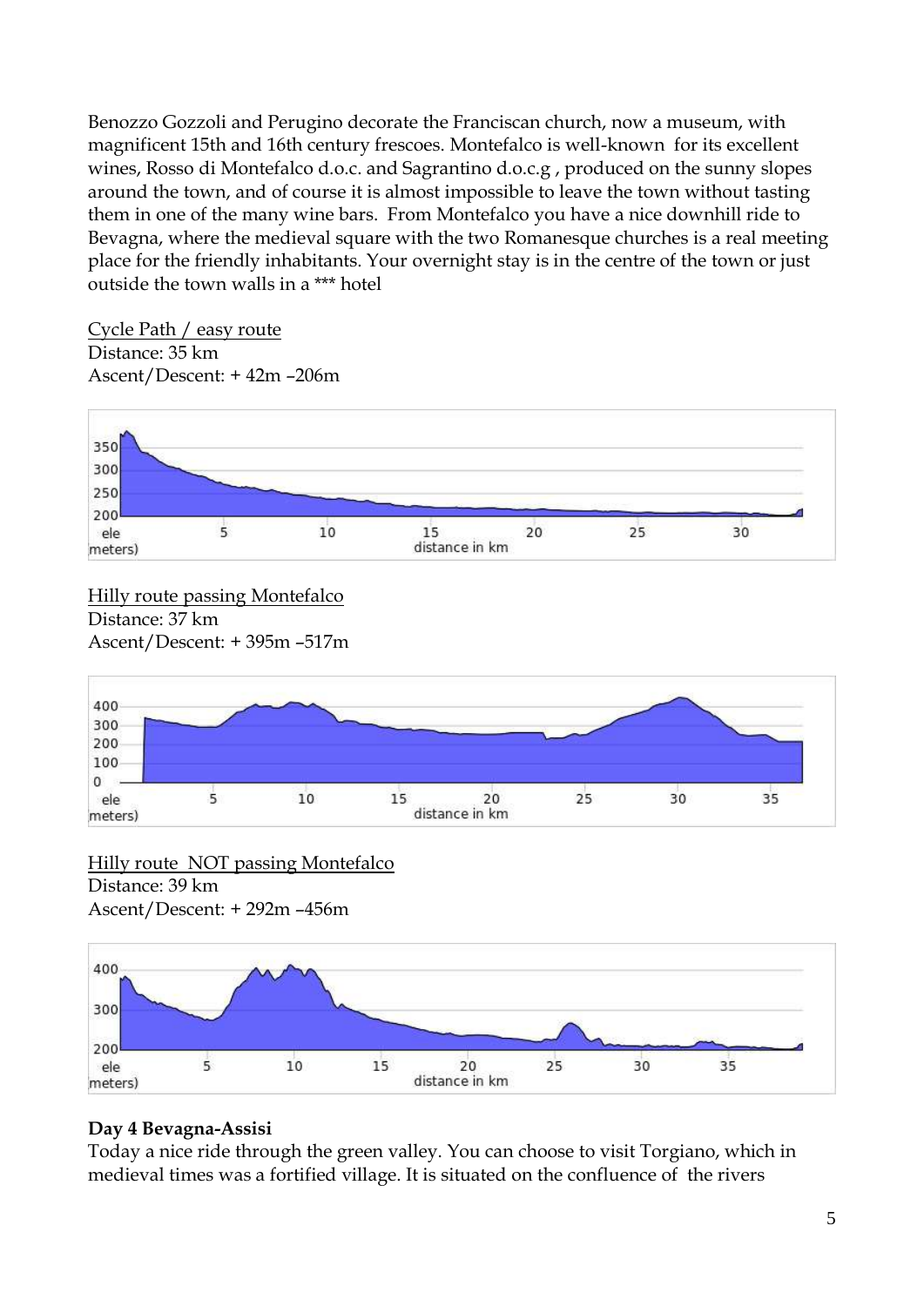Benozzo Gozzoli and Perugino decorate the Franciscan church, now a museum, with magnificent 15th and 16th century frescoes. Montefalco is well-known for its excellent wines, Rosso di Montefalco d.o.c. and Sagrantino d.o.c.g , produced on the sunny slopes around the town, and of course it is almost impossible to leave the town without tasting them in one of the many wine bars. From Montefalco you have a nice downhill ride to Bevagna, where the medieval square with the two Romanesque churches is a real meeting place for the friendly inhabitants. Your overnight stay is in the centre of the town or just outside the town walls in a *** hotel

<u>Cycle Path / easy route</u>
Distance: 35 km
Ascent/Descent: + 42m –206m

<u>Hilly route passing Montefalco</u>
Distance: 37 km
Ascent/Descent: + 395m –517m

<u>Hilly route NOT passing Montefalco</u>
Distance: 39 km
Ascent/Descent: + 292m –456m

**Day 4 Bevagna-Assisi**

Today a nice ride through the green valley. You can choose to visit Torgiano, which in medieval times was a fortified village. It is situated on the confluence of the rivers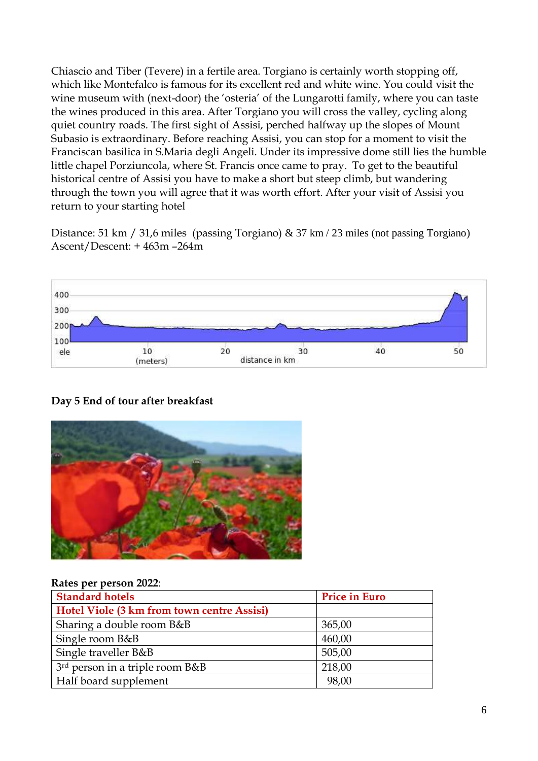Chiascio and Tiber (Tevere) in a fertile area. Torgiano is certainly worth stopping off, which like Montefalco is famous for its excellent red and white wine. You could visit the wine museum with (next-door) the 'osteria' of the Lungarotti family, where you can taste the wines produced in this area. After Torgiano you will cross the valley, cycling along quiet country roads. The first sight of Assisi, perched halfway up the slopes of Mount Subasio is extraordinary. Before reaching Assisi, you can stop for a moment to visit the Franciscan basilica in S.Maria degli Angeli. Under its impressive dome still lies the humble little chapel Porziuncola, where St. Francis once came to pray. To get to the beautiful historical centre of Assisi you have to make a short but steep climb, but wandering through the town you will agree that it was worth effort. After your visit of Assisi you return to your starting hotel

Distance: 51 km / 31,6 miles (passing Torgiano) & 37 km / 23 miles (not passing Torgiano)
Ascent/Descent: + 463m –264m

**Day 5 End of tour after breakfast**

**Rates per person 2022**:

| **Standard hotels** | **Price in Euro** |
|---|---|
| **Hotel Viole (3 km from town centre Assisi)** | |
| Sharing a double room B&B | 365,00 |
| Single room B&B | 460,00 |
| Single traveller B&B | 505,00 |
| 3rd person in a triple room B&B | 218,00 |
| Half board supplement | 98,00 |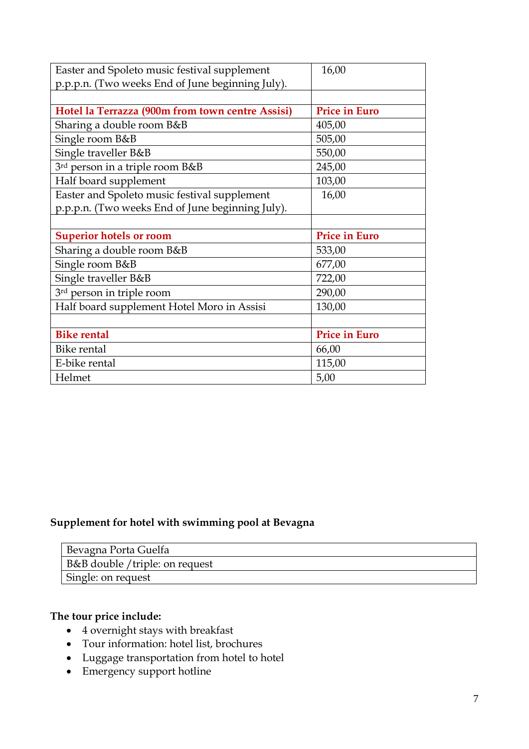| Easter and Spoleto music festival supplement p.p.p.n. (Two weeks End of June beginning July). | 16,00 |
| --- | --- |
| | |
| **Hotel la Terrazza (900m from town centre Assisi)** | **Price in Euro** |
| Sharing a double room B&B | 405,00 |
| Single room B&B | 505,00 |
| Single traveller B&B | 550,00 |
| 3rd person in a triple room B&B | 245,00 |
| Half board supplement | 103,00 |
| Easter and Spoleto music festival supplement p.p.p.n. (Two weeks End of June beginning July). | 16,00 |
| | |
| **Superior hotels or room** | **Price in Euro** |
| Sharing a double room B&B | 533,00 |
| Single room B&B | 677,00 |
| Single traveller B&B | 722,00 |
| 3rd person in triple room | 290,00 |
| Half board supplement Hotel Moro in Assisi | 130,00 |
| | |
| **Bike rental** | **Price in Euro** |
| Bike rental | 66,00 |
| E-bike rental | 115,00 |
| Helmet | 5,00 |

**Supplement for hotel with swimming pool at Bevagna**

| Bevagna Porta Guelfa |
| --- |
| B&B double /triple: on request |
| Single: on request |

**The tour price include:**

- 4 overnight stays with breakfast
- Tour information: hotel list, brochures
- Luggage transportation from hotel to hotel
- Emergency support hotline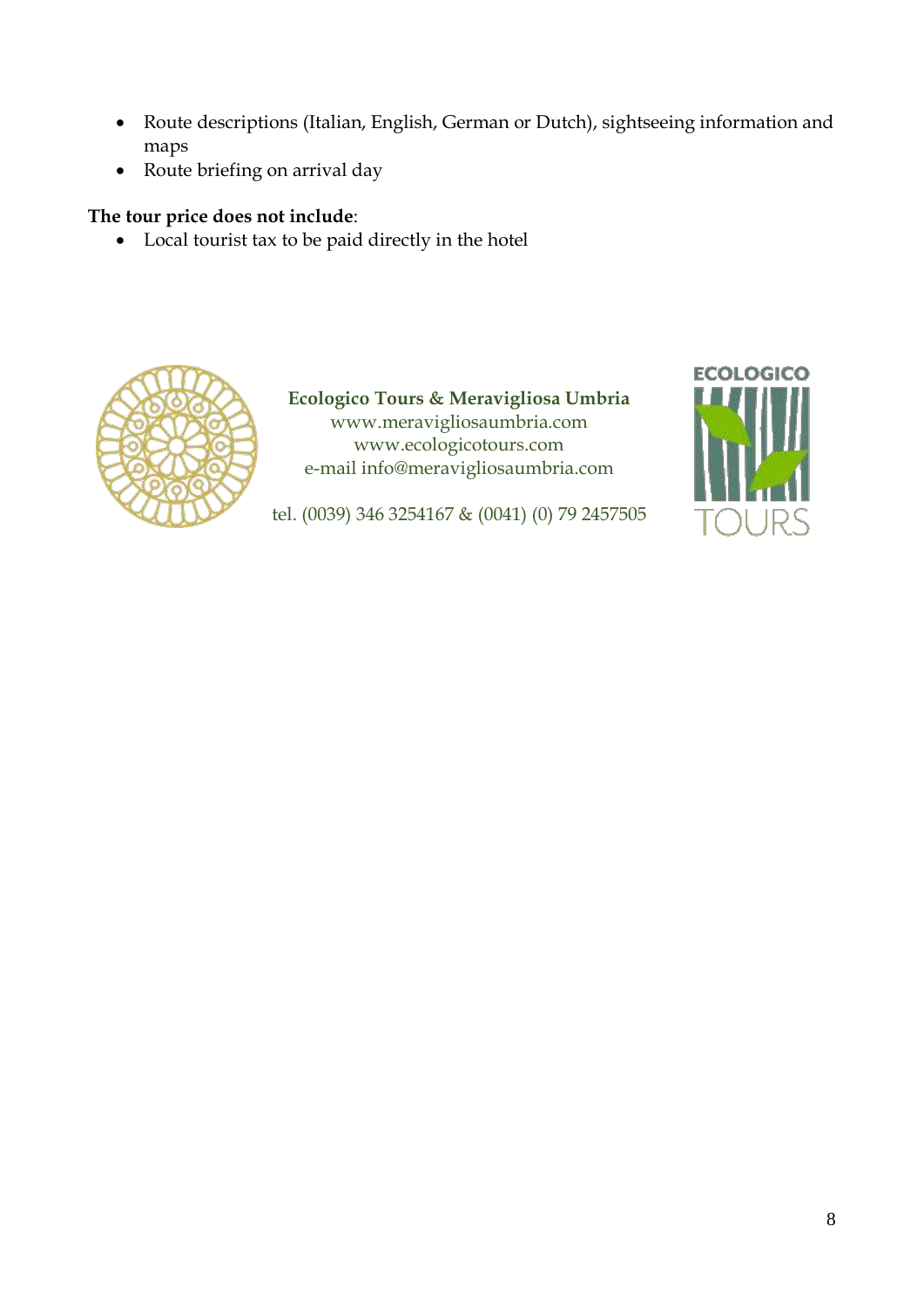- Route descriptions (Italian, English, German or Dutch), sightseeing information and maps
- Route briefing on arrival day

**The tour price does not include**:

- Local tourist tax to be paid directly in the hotel

**Ecologico Tours & Meravigliosa Umbria**
www.meravigliosaumbria.com
www.ecologicotours.com
e-mail info@meravigliosaumbria.com

tel. (0039) 346 3254167 & (0041) (0) 79 2457505

ECOLOGICO
TOURS